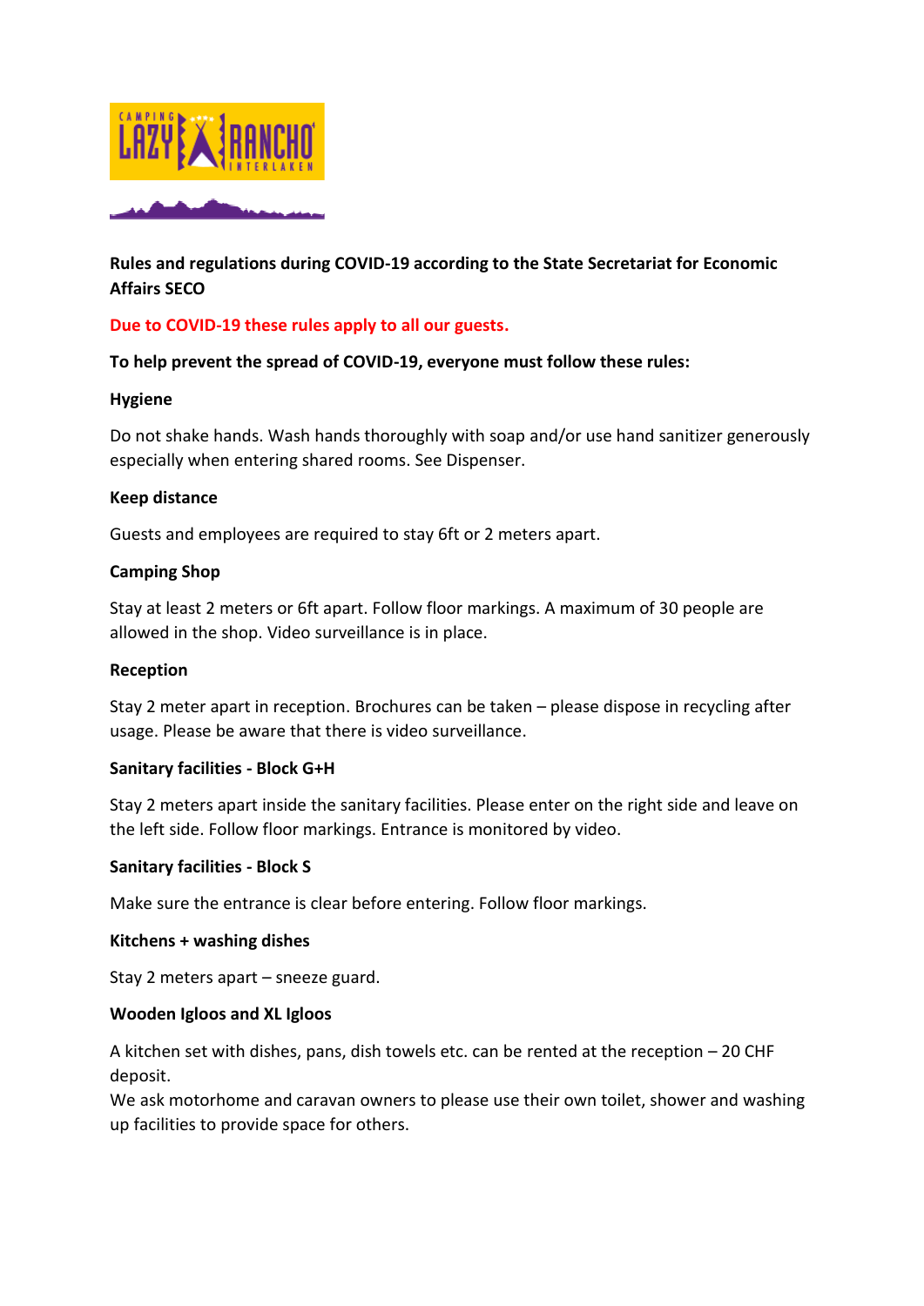**Rules and regulations during COVID-19 according to the State Secretariat for Economic Affairs SECO**

**Due to COVID-19 these rules apply to all our guests.**

**To help prevent the spread of COVID-19, everyone must follow these rules:**

**Hygiene**

Do not shake hands. Wash hands thoroughly with soap and/or use hand sanitizer generously especially when entering shared rooms. See Dispenser.

**Keep distance**

Guests and employees are required to stay 6ft or 2 meters apart.

**Camping Shop**

Stay at least 2 meters or 6ft apart. Follow floor markings. A maximum of 30 people are allowed in the shop. Video surveillance is in place.

**Reception**

Stay 2 meter apart in reception. Brochures can be taken – please dispose in recycling after usage. Please be aware that there is video surveillance.

**Sanitary facilities - Block G+H**

Stay 2 meters apart inside the sanitary facilities. Please enter on the right side and leave on the left side. Follow floor markings. Entrance is monitored by video.

**Sanitary facilities - Block S**

Make sure the entrance is clear before entering. Follow floor markings.

**Kitchens + washing dishes**

Stay 2 meters apart – sneeze guard.

**Wooden Igloos and XL Igloos**

A kitchen set with dishes, pans, dish towels etc. can be rented at the reception – 20 CHF deposit.
We ask motorhome and caravan owners to please use their own toilet, shower and washing up facilities to provide space for others.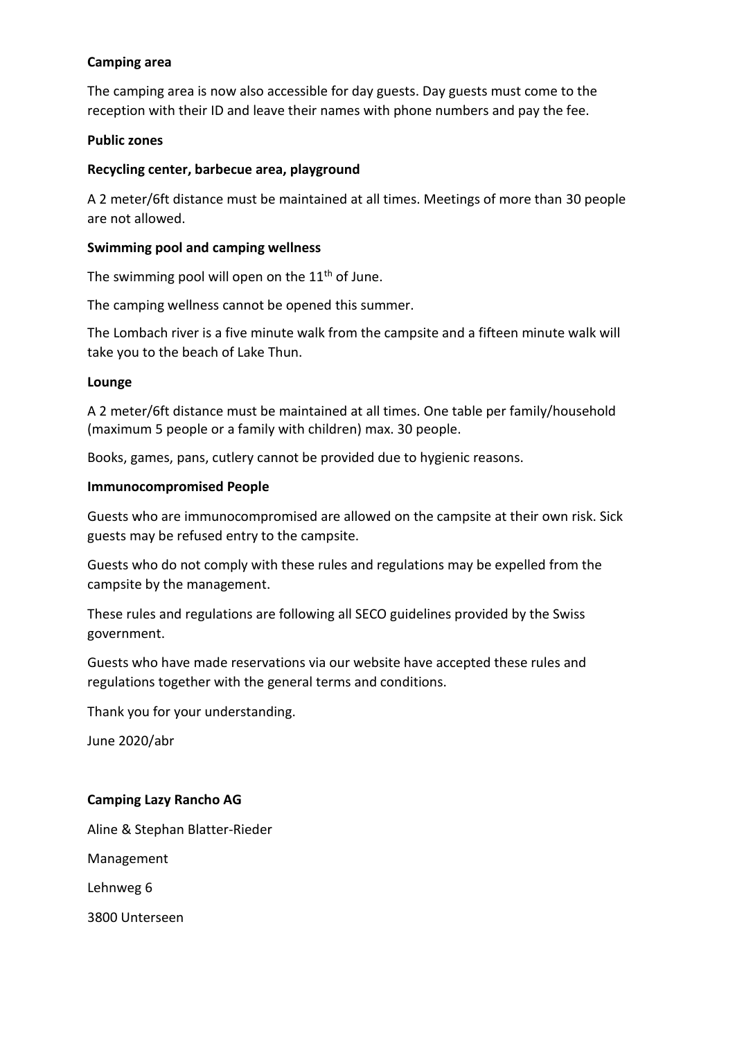**Camping area**

The camping area is now also accessible for day guests. Day guests must come to the reception with their ID and leave their names with phone numbers and pay the fee.

**Public zones**

**Recycling center, barbecue area, playground**

A 2 meter/6ft distance must be maintained at all times. Meetings of more than 30 people are not allowed.

**Swimming pool and camping wellness**

The swimming pool will open on the 11th of June.

The camping wellness cannot be opened this summer.

The Lombach river is a five minute walk from the campsite and a fifteen minute walk will take you to the beach of Lake Thun.

**Lounge**

A 2 meter/6ft distance must be maintained at all times. One table per family/household (maximum 5 people or a family with children) max. 30 people.

Books, games, pans, cutlery cannot be provided due to hygienic reasons.

**Immunocompromised People**

Guests who are immunocompromised are allowed on the campsite at their own risk. Sick guests may be refused entry to the campsite.

Guests who do not comply with these rules and regulations may be expelled from the campsite by the management.

These rules and regulations are following all SECO guidelines provided by the Swiss government.

Guests who have made reservations via our website have accepted these rules and regulations together with the general terms and conditions.

Thank you for your understanding.

June 2020/abr

**Camping Lazy Rancho AG**

Aline & Stephan Blatter-Rieder

Management

Lehnweg 6

3800 Unterseen